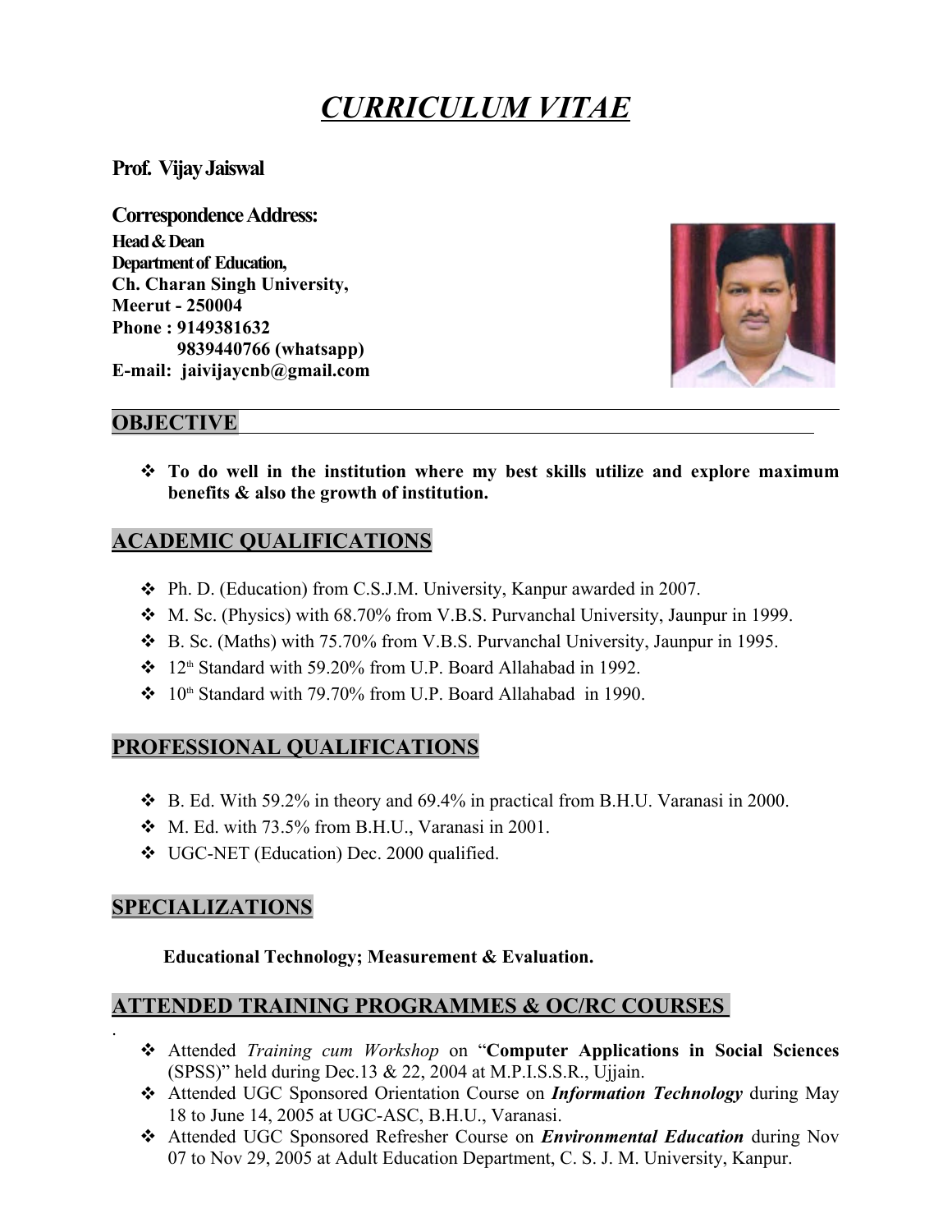# *CURRICULUM VITAE*

**Prof. Vijay Jaiswal**

**Correspondence Address:**

**Head & Dean**
**Department of Education,**
**Ch. Charan Singh University,**
**Meerut - 250004**
**Phone : 9149381632**
**9839440766 (whatsapp)**
**E-mail: jaivijaycnb@gmail.com**

## OBJECTIVE

- **To do well in the institution where my best skills utilize and explore maximum benefits & also the growth of institution.**

## ACADEMIC QUALIFICATIONS

- Ph. D. (Education) from C.S.J.M. University, Kanpur awarded in 2007.
- M. Sc. (Physics) with 68.70% from V.B.S. Purvanchal University, Jaunpur in 1999.
- B. Sc. (Maths) with 75.70% from V.B.S. Purvanchal University, Jaunpur in 1995.
- 12th Standard with 59.20% from U.P. Board Allahabad in 1992.
- 10th Standard with 79.70% from U.P. Board Allahabad in 1990.

## PROFESSIONAL QUALIFICATIONS

- B. Ed. With 59.2% in theory and 69.4% in practical from B.H.U. Varanasi in 2000.
- M. Ed. with 73.5% from B.H.U., Varanasi in 2001.
- UGC-NET (Education) Dec. 2000 qualified.

## SPECIALIZATIONS

**Educational Technology; Measurement & Evaluation.**

## ATTENDED TRAINING PROGRAMMES & OC/RC COURSES

- Attended *Training cum Workshop* on "**Computer Applications in Social Sciences** (SPSS)" held during Dec.13 & 22, 2004 at M.P.I.S.S.R., Ujjain.
- Attended UGC Sponsored Orientation Course on ***Information Technology*** during May 18 to June 14, 2005 at UGC-ASC, B.H.U., Varanasi.
- Attended UGC Sponsored Refresher Course on ***Environmental Education*** during Nov 07 to Nov 29, 2005 at Adult Education Department, C. S. J. M. University, Kanpur.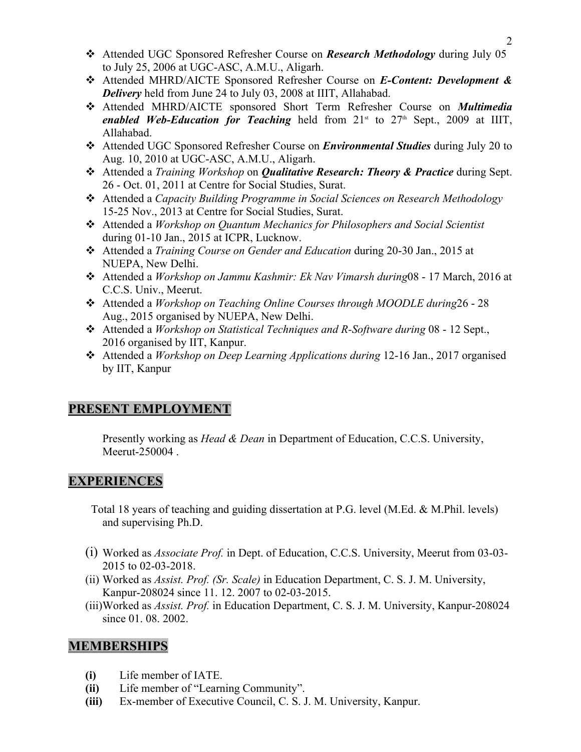- Attended UGC Sponsored Refresher Course on ***Research Methodology*** during July 05 to July 25, 2006 at UGC-ASC, A.M.U., Aligarh.
- Attended MHRD/AICTE Sponsored Refresher Course on ***E-Content: Development & Delivery*** held from June 24 to July 03, 2008 at IIIT, Allahabad.
- Attended MHRD/AICTE sponsored Short Term Refresher Course on ***Multimedia enabled Web-Education for Teaching*** held from 21st to 27th Sept., 2009 at IIIT, Allahabad.
- Attended UGC Sponsored Refresher Course on ***Environmental Studies*** during July 20 to Aug. 10, 2010 at UGC-ASC, A.M.U., Aligarh.
- Attended a *Training Workshop* on ***Qualitative Research: Theory & Practice*** during Sept. 26 - Oct. 01, 2011 at Centre for Social Studies, Surat.
- Attended a *Capacity Building Programme in Social Sciences on Research Methodology* 15-25 Nov., 2013 at Centre for Social Studies, Surat.
- Attended a *Workshop on Quantum Mechanics for Philosophers and Social Scientist* during 01-10 Jan., 2015 at ICPR, Lucknow.
- Attended a *Training Course on Gender and Education* during 20-30 Jan., 2015 at NUEPA, New Delhi.
- Attended a *Workshop on Jammu Kashmir: Ek Nav Vimarsh during*08 - 17 March, 2016 at C.C.S. Univ., Meerut.
- Attended a *Workshop on Teaching Online Courses through MOODLE during*26 - 28 Aug., 2015 organised by NUEPA, New Delhi.
- Attended a *Workshop on Statistical Techniques and R-Software during* 08 - 12 Sept., 2016 organised by IIT, Kanpur.
- Attended a *Workshop on Deep Learning Applications during* 12-16 Jan., 2017 organised by IIT, Kanpur

## PRESENT EMPLOYMENT

Presently working as *Head & Dean* in Department of Education, C.C.S. University, Meerut-250004 .

## EXPERIENCES

Total 18 years of teaching and guiding dissertation at P.G. level (M.Ed. & M.Phil. levels) and supervising Ph.D.

(i) Worked as *Associate Prof.* in Dept. of Education, C.C.S. University, Meerut from 03-03-2015 to 02-03-2018.
(ii) Worked as *Assist. Prof. (Sr. Scale)* in Education Department, C. S. J. M. University, Kanpur-208024 since 11. 12. 2007 to 02-03-2015.
(iii) Worked as *Assist. Prof.* in Education Department, C. S. J. M. University, Kanpur-208024 since 01. 08. 2002.

## MEMBERSHIPS

**(i)** Life member of IATE.
**(ii)** Life member of "Learning Community".
**(iii)** Ex-member of Executive Council, C. S. J. M. University, Kanpur.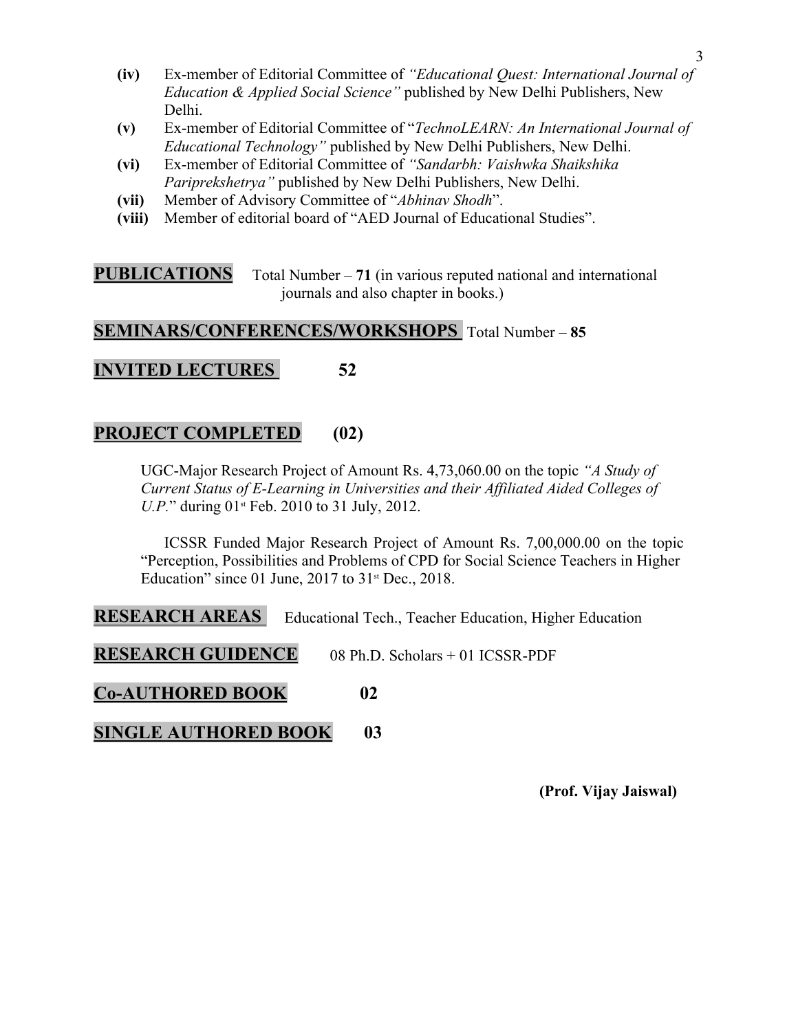- **(iv)** Ex-member of Editorial Committee of *"Educational Quest: International Journal of Education & Applied Social Science"* published by New Delhi Publishers, New Delhi.
- **(v)** Ex-member of Editorial Committee of "*TechnoLEARN: An International Journal of Educational Technology"* published by New Delhi Publishers, New Delhi.
- **(vi)** Ex-member of Editorial Committee of *"Sandarbh: Vaishwka Shaikshika Paripreksheṭrya"* published by New Delhi Publishers, New Delhi.
- **(vii)** Member of Advisory Committee of "*Abhinav Shodh*".
- **(viii)** Member of editorial board of "AED Journal of Educational Studies".

**PUBLICATIONS** Total Number – **71** (in various reputed national and international journals and also chapter in books.)

**SEMINARS/CONFERENCES/WORKSHOPS** Total Number – **85**

**INVITED LECTURES** **52**

**PROJECT COMPLETED** **(02)**

UGC-Major Research Project of Amount Rs. 4,73,060.00 on the topic *"A Study of Current Status of E-Learning in Universities and their Affiliated Aided Colleges of U.P.*" during 01st Feb. 2010 to 31 July, 2012.

ICSSR Funded Major Research Project of Amount Rs. 7,00,000.00 on the topic "Perception, Possibilities and Problems of CPD for Social Science Teachers in Higher Education" since 01 June, 2017 to 31st Dec., 2018.

**RESEARCH AREAS** Educational Tech., Teacher Education, Higher Education

**RESEARCH GUIDENCE** 08 Ph.D. Scholars + 01 ICSSR-PDF

**Co-AUTHORED BOOK** **02**

**SINGLE AUTHORED BOOK** **03**

**(Prof. Vijay Jaiswal)**